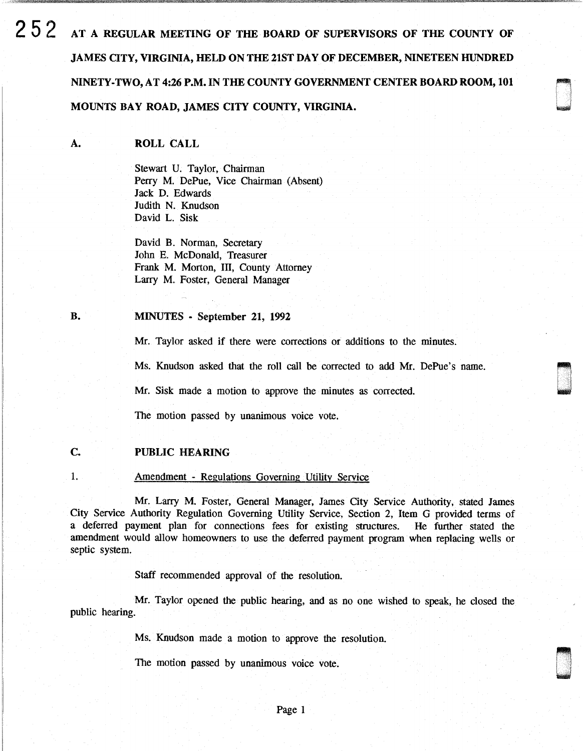AT A REGULAR MEETING OF THE BOARD OF SUPERVISORS OF THE COUNTY OF JAMES CITY, VIRGINIA, HELD ON THE 21ST DAY OF DECEMBER, NINETEEN HUNDRED NINETY-TWO, AT 4:26 P.M. IN THE COUNTY GOVERNMENT CENTER BOARD ROOM, 101 MOUNTS BAY ROAD, JAMES CITY COUNTY, VIRGINIA.

## A. ROLL CALL

Stewart U. Taylor, Chairman
Perry M. DePue, Vice Chairman (Absent)
Jack D. Edwards
Judith N. Knudson
David L. Sisk

David B. Norman, Secretary
John E. McDonald, Treasurer
Frank M. Morton, III, County Attorney
Larry M. Foster, General Manager

## B. MINUTES - September 21, 1992

Mr. Taylor asked if there were corrections or additions to the minutes.

Ms. Knudson asked that the roll call be corrected to add Mr. DePue's name.

Mr. Sisk made a motion to approve the minutes as corrected.

The motion passed by unanimous voice vote.

## C. PUBLIC HEARING

1. Amendment - Regulations Governing Utility Service

Mr. Larry M. Foster, General Manager, James City Service Authority, stated James City Service Authority Regulation Governing Utility Service, Section 2, Item G provided terms of a deferred payment plan for connections fees for existing structures. He further stated the amendment would allow homeowners to use the deferred payment program when replacing wells or septic system.

Staff recommended approval of the resolution.

Mr. Taylor opened the public hearing, and as no one wished to speak, he closed the public hearing.

Ms. Knudson made a motion to approve the resolution.

The motion passed by unanimous voice vote.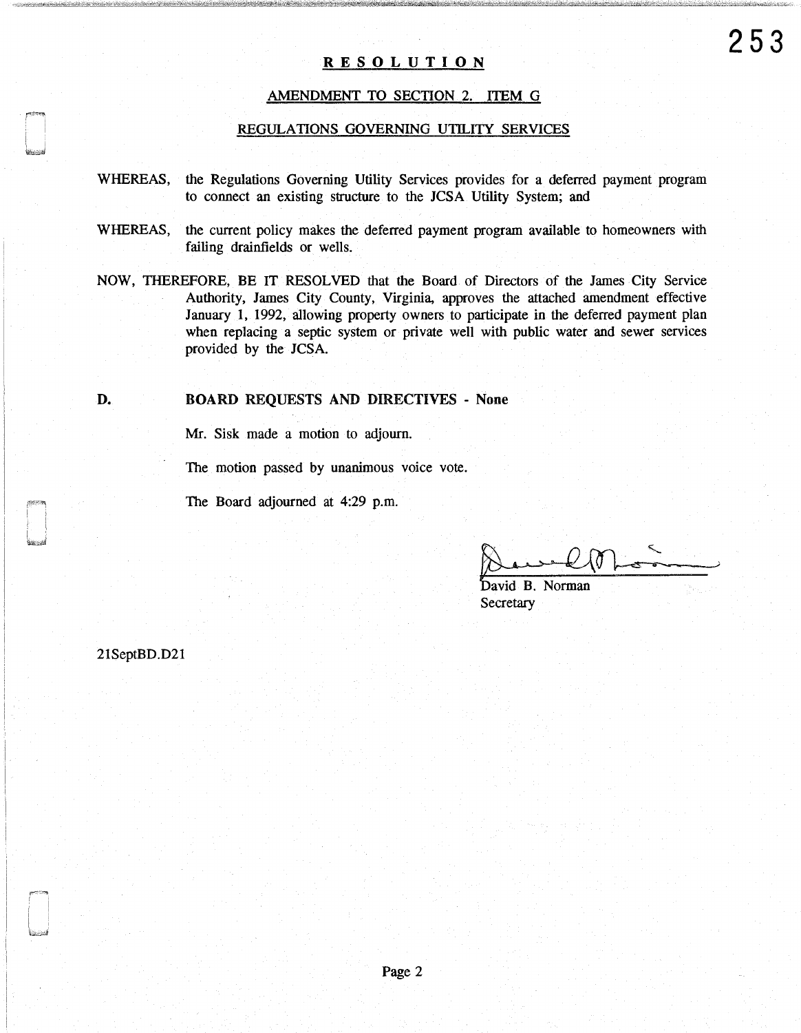# RESOLUTION

## AMENDMENT TO SECTION 2. ITEM G

## REGULATIONS GOVERNING UTILITY SERVICES

WHEREAS, the Regulations Governing Utility Services provides for a deferred payment program to connect an existing structure to the JCSA Utility System; and

WHEREAS, the current policy makes the deferred payment program available to homeowners with failing drainfields or wells.

NOW, THEREFORE, BE IT RESOLVED that the Board of Directors of the James City Service Authority, James City County, Virginia, approves the attached amendment effective January 1, 1992, allowing property owners to participate in the deferred payment plan when replacing a septic system or private well with public water and sewer services provided by the JCSA.

**D. BOARD REQUESTS AND DIRECTIVES - None**

Mr. Sisk made a motion to adjourn.

The motion passed by unanimous voice vote.

The Board adjourned at 4:29 p.m.

David B. Norman
Secretary

21SeptBD.D21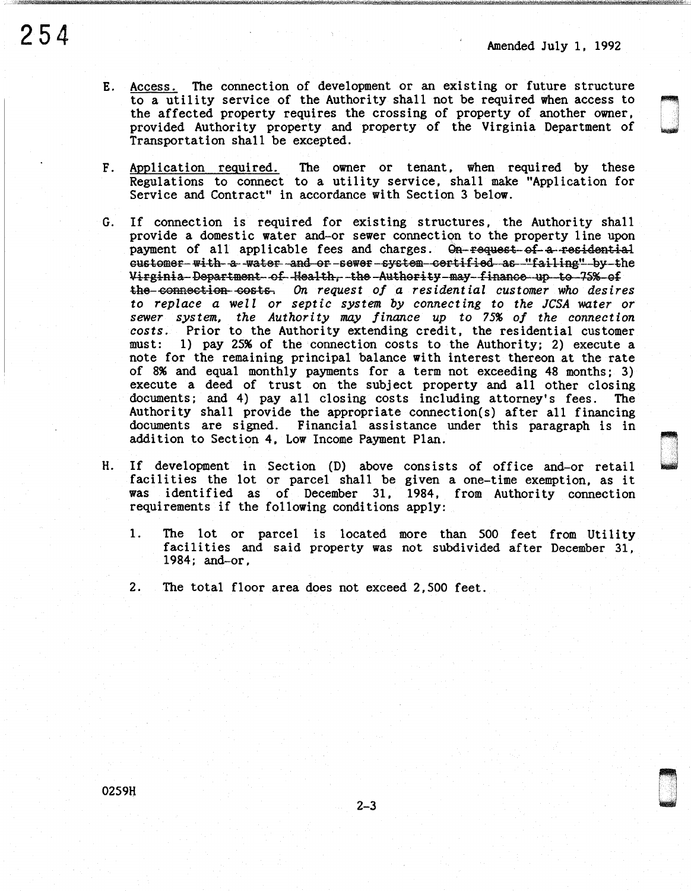Amended July 1, 1992

E. Access. The connection of development or an existing or future structure to a utility service of the Authority shall not be required when access to the affected property requires the crossing of property of another owner, provided Authority property and property of the Virginia Department of Transportation shall be excepted.

F. Application required. The owner or tenant, when required by these Regulations to connect to a utility service, shall make "Application for Service and Contract" in accordance with Section 3 below.

G. If connection is required for existing structures, the Authority shall provide a domestic water and–or sewer connection to the property line upon payment of all applicable fees and charges. ~~On request of a residential customer with a water and or sewer system certified as "failing" by the Virginia Department of Health, the Authority may finance up to 75% of the connection costs.~~ *On request of a residential customer who desires to replace a well or septic system by connecting to the JCSA water or sewer system, the Authority may finance up to 75% of the connection costs.* Prior to the Authority extending credit, the residential customer must: 1) pay 25% of the connection costs to the Authority; 2) execute a note for the remaining principal balance with interest thereon at the rate of 8% and equal monthly payments for a term not exceeding 48 months; 3) execute a deed of trust on the subject property and all other closing documents; and 4) pay all closing costs including attorney's fees. The Authority shall provide the appropriate connection(s) after all financing documents are signed. Financial assistance under this paragraph is in addition to Section 4, Low Income Payment Plan.

H. If development in Section (D) above consists of office and–or retail facilities the lot or parcel shall be given a one-time exemption, as it was identified as of December 31, 1984, from Authority connection requirements if the following conditions apply:

   1. The lot or parcel is located more than 500 feet from Utility facilities and said property was not subdivided after December 31, 1984; and–or,

   2. The total floor area does not exceed 2,500 feet.

0259H